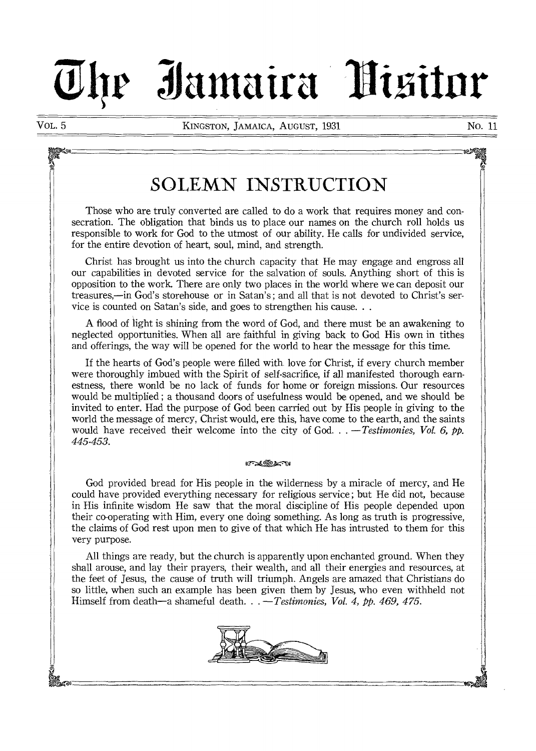# The Jamaica Visitor

VOL. 5 KINGSTON, JAMAICA, AUGUST, 1931 NO. 11

## SOLEMN INSTRUCTION

Those who are truly converted are called to do a work that requires money and consecration. The obligation that binds us to place our names on the church roll holds us responsible to work for God to the utmost of our ability. He calls for undivided service, for the entire devotion of heart, soul, mind, and strength.

Christ has brought us into the church capacity that He may engage and engross all our capabilities in devoted service for the salvation of souls. Anything short of this is opposition to the work. There are only two places in the world where we can deposit our treasures,—in God's storehouse or in Satan's; and all that is not devoted to Christ's service is counted on Satan's side, and goes to strengthen his cause. . .

A flood of light is shining from the word of God, and there must be an awakening to neglected opportunities. When all are faithful in giving back to God His own in tithes and offerings, the way will be opened for the world to hear the message for this time.

If the hearts of God's people were filled with love for Christ, if every church member were thoroughly imbued with the Spirit of self-sacrifice, if all manifested thorough earnestness, there wonld be no lack of funds for home or foreign missions. Our resources would be multiplied; a thousand doors of usefulness would be opened, and we should be invited to enter. Had the purpose of God been carried out by His people in giving to the world the message of mercy, Christ would, ere this, have come to the earth, and the saints would have received their welcome into the city of God. . . —*Testimonies, Vol. 6, pp. 445-453.*

God provided bread for His people in the wilderness by a miracle of mercy, and He could have provided everything necessary for religious service; but He did not, because in His infinite wisdom He saw that the moral discipline of His people depended upon their co-operating with Him, every one doing something. As long as truth is progressive, the claims of God rest upon men to give of that which He has intrusted to them for this very purpose.

All things are ready, but the church is apparently upon enchanted ground. When they shall arouse, and lay their prayers, their wealth, and all their energies and resources, at the feet of Jesus, the cause of truth will triumph. Angels are amazed that Christians do so little, when such an example has been given them by Jesus, who even withheld not Himself from death—a shameful death. . . —*Testimonies, Vol. 4, pp. 469, 475.*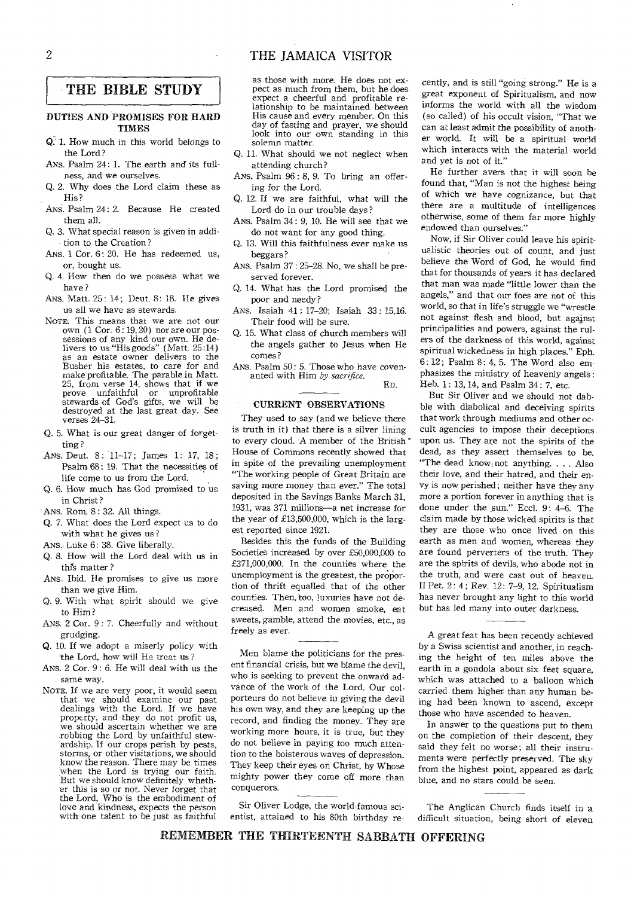## THE BIBLE STUDY

### DUTIES AND PROMISES FOR HARD TIMES

Q. 1. How much in this world belongs to the Lord?

ANS. Psalm 24: 1. The earth and its fullness, and we ourselves.

Q. 2. Why does the Lord claim these as His?

ANS. Psalm 24: 2. Because He created them all.

Q. 3. What special reason is given in addition to the Creation?

ANS. 1 Cor. 6: 20. He has redeemed us, or, bought us.

Q. 4. How then do we possess what we have?

ANS. Matt. 25: 14; Deut. 8: 18. He gives us all we have as stewards.

NOTE. This means that we are not our own (1 Cor. 6: 19, 20) nor are our possessions of any kind our own. He delivers to us "His goods" (Matt. 25:14) as an estate owner delivers to the Busher his estates, to care for and make profitable. The parable in Matt. 25, from verse 14, shows that if we prove unfaithful or unprofitable stewards of God's gifts, we will be destroyed at the last great day. See verses 24–31.

Q. 5. What is our great danger of forgetting?

ANS. Deut. 8: 11–17; James 1: 17, 18; Psalm 68: 19. That the necessities of life come to us from the Lord.

Q. 6. How much has God promised to us in Christ?

ANS. Rom. 8: 32. All things.

Q. 7. What does the Lord expect us to do with what he gives us?

ANS. Luke 6: 38. Give liberally.

Q. 8. How will the Lord deal with us in this matter?

ANS. Ibid. He promises to give us more than we give Him.

Q. 9. With what spirit should we give to Him?

ANS. 2 Cor. 9: 7. Cheerfully and without grudging.

Q. 10. If we adopt a miserly policy with the Lord, how will He treat us?

ANS. 2 Cor. 9: 6. He will deal with us the same way.

NOTE. If we are very poor, it would seem that we should examine our past dealings with the Lord. If we have property, and they do not profit us, we should ascertain whether we are robbing the Lord by unfaithful stewardship. If our crops perish by pests, storms, or other visitations, we should know the reason. There may be times when the Lord is trying our faith. But we should know definitely whether this is so or not. Never forget that the Lord, Who is the embodiment of love and kindness, expects the person with one talent to be just as faithful as those with more. He does not expect as much from them, but he does expect a cheerful and profitable relationship to be maintained between His cause and every member. On this day of fasting and prayer, we should look into our own standing in this solemn matter.

Q. 11. What should we not neglect when attending church?

ANS. Psalm 96: 8, 9. To bring an offering for the Lord.

Q. 12. If we are faithful, what will the Lord do in our trouble days?

ANS. Psalm 34: 9, 10. He will see that we do not want for any good thing.

Q. 13. Will this faithfulness ever make us beggars?

ANS. Psalm 37: 25–28. No, we shall be preserved forever.

Q. 14. What has the Lord promised the poor and needy?

ANS. Isaiah 41: 17–20; Isaiah 33: 15, 16. Their food will be sure.

Q. 15. What class of church members will the angels gather to Jesus when He comes?

ANS. Psalm 50: 5. Those who have covenanted with Him *by sacrifice*.

ED.

### CURRENT OBSERVATIONS

They used to say (and we believe there is truth in it) that there is a silver lining to every cloud. A member of the British House of Commons recently showed that in spite of the prevailing unemployment "The working people of Great Britain are saving more money than ever." The total deposited in the Savings Banks March 31, 1931, was 371 millions—a net increase for the year of £13,500,000, which is the largest reported since 1921.

Besides this the funds of the Building Societies increased by over £50,000,000 to £371,000,000. In the counties where the unemployment is the greatest, the proportion of thrift equalled that of the other counties. Then, too, luxuries have not decreased. Men and women smoke, eat sweets, gamble, attend the movies, etc., as freely as ever.

---

Men blame the politicians for the present financial crisis, but we blame the devil, who is seeking to prevent the onward advance of the work of the Lord. Our colporteurs do not believe in giving the devil his own way, and they are keeping up the record, and finding the money. They are working more hours, it is true, but they do not believe in paying too much attention to the boisterous waves of depression. They keep their eyes on Christ, by Whose mighty power they come off more than conquerors.

---

Sir Oliver Lodge, the world-famous scientist, attained to his 80th birthday recently, and is still "going strong." He is a great exponent of Spiritualism, and now informs the world with all the wisdom (so called) of his occult vision, "That we can at least admit the possibility of another world. It will be a spiritual world which interacts with the material world and yet is not of it."

He further avers that it will soon be found that, "Man is not the highest being of which we have cognizance, but that there are a multitude of intelligences otherwise, some of them far more highly endowed than ourselves."

Now, if Sir Oliver could leave his spiritualistic theories out of count, and just believe the Word of God, he would find that for thousands of years it has declared that man was made "little lower than the angels," and that our foes are not of this world, so that in life's struggle we "wrestle not against flesh and blood, but against principalities and powers, against the rulers of the darkness of this world, against spiritual wickedness in high places." Eph. 6: 12; Psalm 8: 4, 5. The Word also emphasizes the ministry of heavenly angels: Heb. 1: 13, 14, and Psalm 34: 7, etc.

But Sir Oliver and we should not dabble with diabolical and deceiving spirits that work through mediums and other occult agencies to impose their deceptions upon us. They are not the spirits of the dead, as they assert themselves to be. "The dead know not anything. . . . Also their love, and their hatred, and their envy is now perished; neither have they any more a portion forever in anything that is done under the sun." Eccl. 9: 4–6. The claim made by those wicked spirits is that they are those who once lived on this earth as men and women, whereas they are found perverters of the truth. They are the spirits of devils, who abode not in the truth, and were cast out of heaven. II Pet. 2: 4; Rev. 12: 7–9, 12. Spiritualism has never brought any light to this world but has led many into outer darkness.

---

A great feat has been recently achieved by a Swiss scientist and another, in reaching the height of ten miles above the earth in a gondola about six feet square, which was attached to a balloon which carried them higher than any human being had been known to ascend, except those who have ascended to heaven.

In answer to the questions put to them on the completion of their descent, they said they felt no worse; all their instruments were perfectly preserved. The sky from the highest point, appeared as dark blue, and no stars could be seen.

---

The Anglican Church finds itself in a difficult situation, being short of eleven

**REMEMBER THE THIRTEENTH SABBATH OFFERING**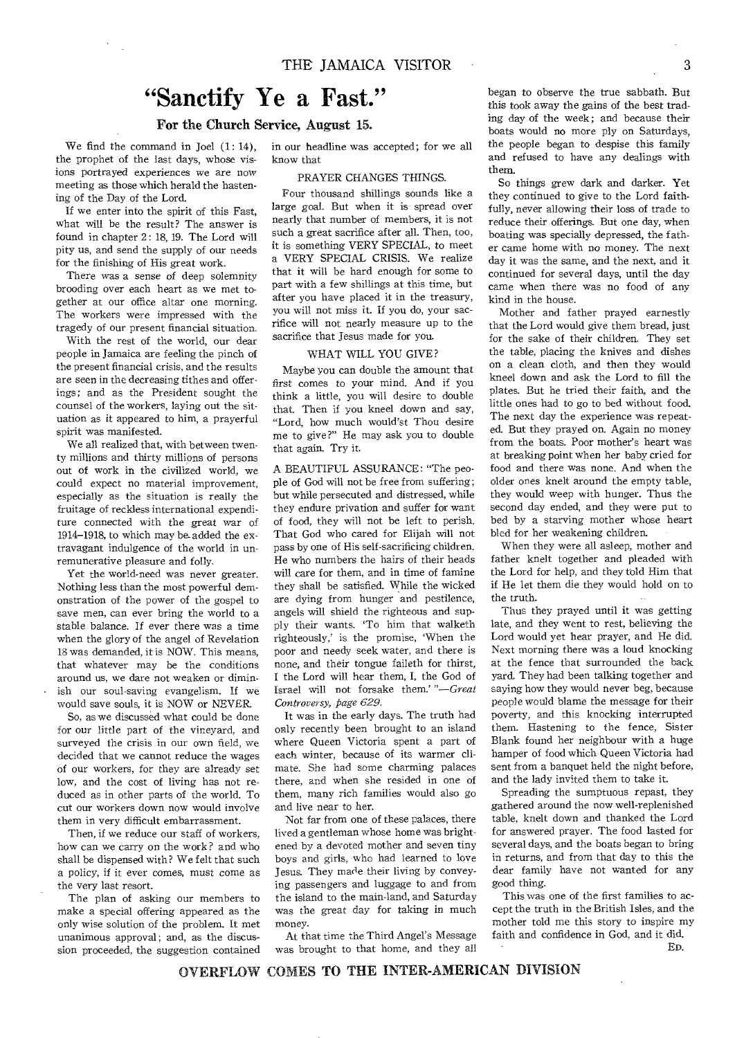# "Sanctify Ye a Fast."

### For the Church Service, August 15.

We find the command in Joel (1: 14), the prophet of the last days, whose visions portrayed experiences we are now meeting as those which herald the hastening of the Day of the Lord.

If we enter into the spirit of this Fast, what will be the result? The answer is found in chapter 2: 18, 19. The Lord will pity us, and send the supply of our needs for the finishing of His great work.

There was a sense of deep solemnity brooding over each heart as we met together at our office altar one morning. The workers were impressed with the tragedy of our present financial situation.

With the rest of the world, our dear people in Jamaica are feeling the pinch of the present financial crisis, and the results are seen in the decreasing tithes and offerings; and as the President sought the counsel of the workers, laying out the situation as it appeared to him, a prayerful spirit was manifested.

We all realized that, with between twenty millions and thirty millions of persons out of work in the civilized world, we could expect no material improvement, especially as the situation is really the fruitage of reckless international expenditure connected with the great war of 1914–1918, to which may be added the extravagant indulgence of the world in unremunerative pleasure and folly.

Yet the world-need was never greater. Nothing less than the most powerful demonstration of the power of the gospel to save men, can ever bring the world to a stable balance. If ever there was a time when the glory of the angel of Revelation 18 was demanded, it is NOW. This means, that whatever may be the conditions around us, we dare not weaken or diminish our soul-saving evangelism. If we would save souls, it is NOW or NEVER.

So, as we discussed what could be done for our little part of the vineyard, and surveyed the crisis in our own field, we decided that we cannot reduce the wages of our workers, for they are already set low, and the cost of living has not reduced as in other parts of the world. To cut our workers down now would involve them in very difficult embarrassment.

Then, if we reduce our staff of workers, how can we carry on the work? and who shall be dispensed with? We felt that such a policy, if it ever comes, must come as the very last resort.

The plan of asking our members to make a special offering appeared as the only wise solution of the problem. It met unanimous approval; and, as the discussion proceeded, the suggestion contained in our headline was accepted; for we all know that

#### PRAYER CHANGES THINGS.

Four thousand shillings sounds like a large goal. But when it is spread over nearly that number of members, it is not such a great sacrifice after all. Then, too, it is something VERY SPECIAL, to meet a VERY SPECIAL CRISIS. We realize that it will be hard enough for some to part with a few shillings at this time, but after you have placed it in the treasury, you will not miss it. If you do, your sacrifice will not nearly measure up to the sacrifice that Jesus made for you.

#### WHAT WILL YOU GIVE?

Maybe you can double the amount that first comes to your mind. And if you think a little, you will desire to double that. Then if you kneel down and say, "Lord, how much would'st Thou desire me to give?" He may ask you to double that again. Try it.

A BEAUTIFUL ASSURANCE: "The people of God will not be free from suffering; but while persecuted and distressed, while they endure privation and suffer for want of food, they will not be left to perish. That God who cared for Elijah will not pass by one of His self-sacrificing children. He who numbers the hairs of their heads will care for them, and in time of famine they shall be satisfied. While the wicked are dying from hunger and pestilence, angels will shield the righteous and supply their wants. 'To him that walketh righteously,' is the promise, 'When the poor and needy seek water, and there is none, and their tongue faileth for thirst, I the Lord will hear them, I, the God of Israel will not forsake them.' "—*Great Controversy, page 629.*

It was in the early days. The truth had only recently been brought to an island where Queen Victoria spent a part of each winter, because of its warmer climate. She had some charming palaces there, and when she resided in one of them, many rich families would also go and live near to her.

Not far from one of these palaces, there lived a gentleman whose home was brightened by a devoted mother and seven tiny boys and girls, who had learned to love Jesus. They made their living by conveying passengers and luggage to and from the island to the main-land, and Saturday was the great day for taking in much money.

At that time the Third Angel's Message was brought to that home, and they all began to observe the true sabbath. But this took away the gains of the best trading day of the week; and because their boats would no more ply on Saturdays, the people began to despise this family and refused to have any dealings with them.

So things grew dark and darker. Yet they continued to give to the Lord faithfully, never allowing their loss of trade to reduce their offerings. But one day, when boating was specially depressed, the father came home with no money. The next day it was the same, and the next, and it continued for several days, until the day came when there was no food of any kind in the house.

Mother and father prayed earnestly that the Lord would give them bread, just for the sake of their children. They set the table, placing the knives and dishes on a clean cloth, and then they would kneel down and ask the Lord to fill the plates. But he tried their faith, and the little ones had to go to bed without food. The next day the experience was repeated. But they prayed on. Again no money from the boats. Poor mother's heart was at breaking point when her baby cried for food and there was none. And when the older ones knelt around the empty table, they would weep with hunger. Thus the second day ended, and they were put to bed by a starving mother whose heart bled for her weakening children.

When they were all asleep, mother and father knelt together and pleaded with the Lord for help, and they told Him that if He let them die they would hold on to the truth.

Thus they prayed until it was getting late, and they went to rest, believing the Lord would yet hear prayer, and He did. Next morning there was a loud knocking at the fence that surrounded the back yard. They had been talking together and saying how they would never beg, because people would blame the message for their poverty, and this knocking interrupted them. Hastening to the fence, Sister Blank found her neighbour with a huge hamper of food which Queen Victoria had sent from a banquet held the night before, and the lady invited them to take it.

Spreading the sumptuous repast, they gathered around the now well-replenished table, knelt down and thanked the Lord for answered prayer. The food lasted for several days, and the boats began to bring in returns, and from that day to this the dear family have not wanted for any good thing.

This was one of the first families to accept the truth in the British Isles, and the mother told me this story to inspire my faith and confidence in God, and it did.

ED.

## OVERFLOW COMES TO THE INTER-AMERICAN DIVISION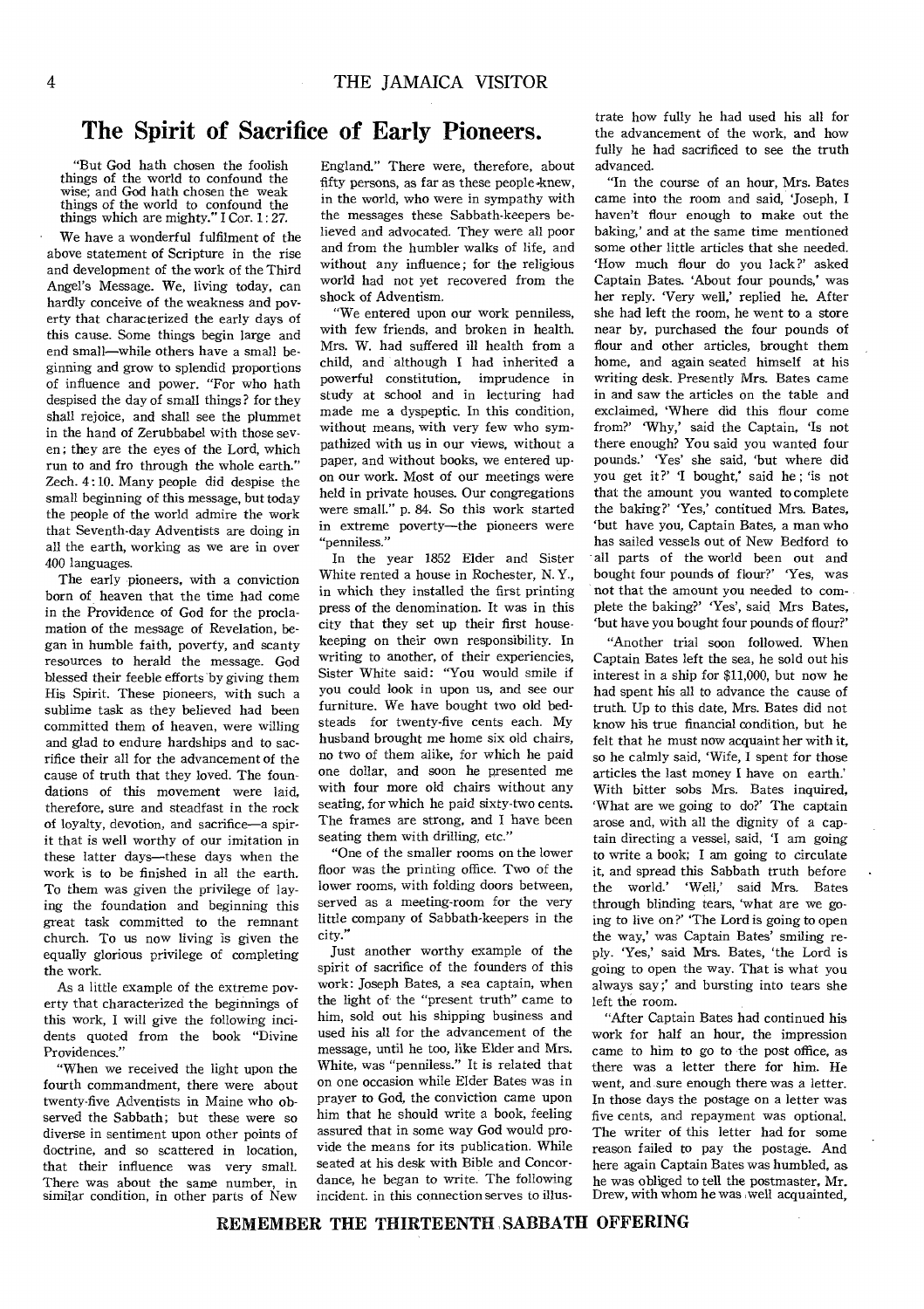# The Spirit of Sacrifice of Early Pioneers.

"But God hath chosen the foolish things of the world to confound the wise; and God hath chosen the weak things of the world to confound the things which are mighty." I Cor. 1:27.

We have a wonderful fulfilment of the above statement of Scripture in the rise and development of the work of the Third Angel's Message. We, living today, can hardly conceive of the weakness and poverty that characterized the early days of this cause. Some things begin large and end small—while others have a small beginning and grow to splendid proportions of influence and power. "For who hath despised the day of small things? for they shall rejoice, and shall see the plummet in the hand of Zerubbabel with those seven; they are the eyes of the Lord, which run to and fro through the whole earth." Zech. 4:10. Many people did despise the small beginning of this message, but today the people of the world admire the work that Seventh-day Adventists are doing in all the earth, working as we are in over 400 languages.

The early pioneers, with a conviction born of heaven that the time had come in the Providence of God for the proclamation of the message of Revelation, began in humble faith, poverty, and scanty resources to herald the message. God blessed their feeble efforts by giving them His Spirit. These pioneers, with such a sublime task as they believed had been committed them of heaven, were willing and glad to endure hardships and to sacrifice their all for the advancement of the cause of truth that they loved. The foundations of this movement were laid, therefore, sure and steadfast in the rock of loyalty, devotion, and sacrifice—a spirit that is well worthy of our imitation in these latter days—these days when the work is to be finished in all the earth. To them was given the privilege of laying the foundation and beginning this great task committed to the remnant church. To us now living is given the equally glorious privilege of completing the work.

As a little example of the extreme poverty that characterized the beginnings of this work, I will give the following incidents quoted from the book "Divine Providences."

"When we received the light upon the fourth commandment, there were about twenty-five Adventists in Maine who observed the Sabbath; but these were so diverse in sentiment upon other points of doctrine, and so scattered in location, that their influence was very small. There was about the same number, in similar condition, in other parts of New England." There were, therefore, about fifty persons, as far as these people knew, in the world, who were in sympathy with the messages these Sabbath-keepers believed and advocated. They were all poor and from the humbler walks of life, and without any influence; for the religious world had not yet recovered from the shock of Adventism.

"We entered upon our work penniless, with few friends, and broken in health. Mrs. W. had suffered ill health from a child, and although I had inherited a powerful constitution, imprudence in study at school and in lecturing had made me a dyspeptic. In this condition, without means, with very few who sympathized with us in our views, without a paper, and without books, we entered upon our work. Most of our meetings were held in private houses. Our congregations were small." p. 84. So this work started in extreme poverty—the pioneers were "penniless."

In the year 1852 Elder and Sister White rented a house in Rochester, N. Y., in which they installed the first printing press of the denomination. It was in this city that they set up their first housekeeping on their own responsibility. In writing to another, of their experiences, Sister White said: "You would smile if you could look in upon us, and see our furniture. We have bought two old bedsteads for twenty-five cents each. My husband brought me home six old chairs, no two of them alike, for which he paid one dollar, and soon he presented me with four more old chairs without any seating, for which he paid sixty-two cents. The frames are strong, and I have been seating them with drilling, etc."

"One of the smaller rooms on the lower floor was the printing office. Two of the lower rooms, with folding doors between, served as a meeting-room for the very little company of Sabbath-keepers in the city."

Just another worthy example of the spirit of sacrifice of the founders of this work: Joseph Bates, a sea captain, when the light of the "present truth" came to him, sold out his shipping business and used his all for the advancement of the message, until he too, like Elder and Mrs. White, was "penniless." It is related that on one occasion while Elder Bates was in prayer to God, the conviction came upon him that he should write a book, feeling assured that in some way God would provide the means for its publication. While seated at his desk with Bible and Concordance, he began to write. The following incident. in this connection serves to illustrate how fully he had used his all for the advancement of the work, and how fully he had sacrificed to see the truth advanced.

"In the course of an hour, Mrs. Bates came into the room and said, 'Joseph, I haven't flour enough to make out the baking,' and at the same time mentioned some other little articles that she needed. 'How much flour do you lack?' asked Captain Bates. 'About four pounds,' was her reply. 'Very well,' replied he. After she had left the room, he went to a store near by, purchased the four pounds of flour and other articles, brought them home, and again seated himself at his writing desk. Presently Mrs. Bates came in and saw the articles on the table and exclaimed, 'Where did this flour come from?' 'Why,' said the Captain, 'Is not there enough? You said you wanted four pounds.' 'Yes' she said, 'but where did you get it?' 'I bought,' said he; 'is not that the amount you wanted to complete the baking?' 'Yes,' contitued Mrs. Bates, 'but have you, Captain Bates, a man who has sailed vessels out of New Bedford to all parts of the world been out and bought four pounds of flour?' 'Yes, was not that the amount you needed to complete the baking?' 'Yes,' said Mrs Bates, 'but have you bought four pounds of flour?'

"Another trial soon followed. When Captain Bates left the sea, he sold out his interest in a ship for $11,000, but now he had spent his all to advance the cause of truth. Up to this date, Mrs. Bates did not know his true financial condition, but he felt that he must now acquaint her with it, so he calmly said, 'Wife, I spent for those articles the last money I have on earth.' With bitter sobs Mrs. Bates inquired, 'What are we going to do?' The captain arose and, with all the dignity of a captain directing a vessel, said, 'I am going to write a book; I am going to circulate it, and spread this Sabbath truth before the world.' 'Well,' said Mrs. Bates through blinding tears, 'what are we going to live on?' 'The Lord is going to open the way,' was Captain Bates' smiling reply. 'Yes,' said Mrs. Bates, 'the Lord is going to open the way. That is what you always say;' and bursting into tears she left the room.

"After Captain Bates had continued his work for half an hour, the impression came to him to go to the post office, as there was a letter there for him. He went, and sure enough there was a letter. In those days the postage on a letter was five cents, and repayment was optional. The writer of this letter had for some reason failed to pay the postage. And here again Captain Bates was humbled, as he was obliged to tell the postmaster, Mr. Drew, with whom he was well acquainted,

**REMEMBER THE THIRTEENTH SABBATH OFFERING**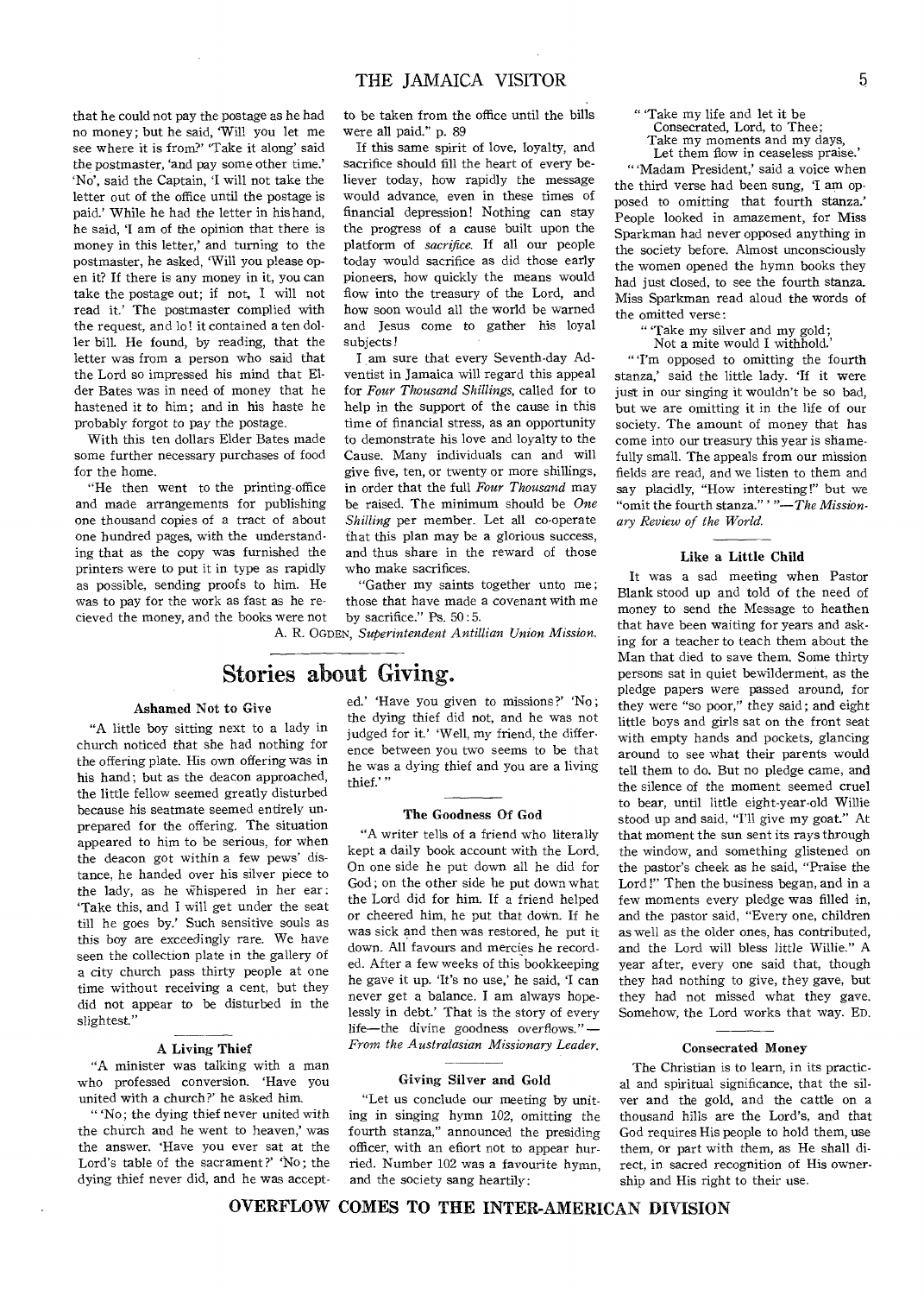that he could not pay the postage as he had no money; but he said, 'Will you let me see where it is from?' 'Take it along' said the postmaster, 'and pay some other time.' 'No', said the Captain, 'I will not take the letter out of the office until the postage is paid.' While he had the letter in his hand, he said, 'I am of the opinion that there is money in this letter,' and turning to the postmaster, he asked, 'Will you please open it? If there is any money in it, you can take the postage out; if not, I will not read it.' The postmaster complied with the request, and lo! it contained a ten doller bill. He found, by reading, that the letter was from a person who said that the Lord so impressed his mind that Elder Bates was in need of money that he hastened it to him; and in his haste he probably forgot to pay the postage.

With this ten dollars Elder Bates made some further necessary purchases of food for the home.

"He then went to the printing-office and made arrangements for publishing one thousand copies of a tract of about one hundred pages, with the understanding that as the copy was furnished the printers were to put it in type as rapidly as possible, sending proofs to him. He was to pay for the work as fast as he recieved the money, and the books were not to be taken from the office until the bills were all paid." p. 89

If this same spirit of love, loyalty, and sacrifice should fill the heart of every believer today, how rapidly the message would advance, even in these times of financial depression! Nothing can stay the progress of a cause built upon the platform of *sacrifice.* If all our people today would sacrifice as did those early pioneers, how quickly the means would flow into the treasury of the Lord, and how soon would all the world be warned and Jesus come to gather his loyal subjects!

I am sure that every Seventh-day Adventist in Jamaica will regard this appeal for *Four Thousand Shillings,* called for to help in the support of the cause in this time of financial stress, as an opportunity to demonstrate his love and loyalty to the Cause. Many individuals can and will give five, ten, or twenty or more shillings, in order that the full *Four Thousand* may be raised. The minimum should be *One Shilling* per member. Let all co-operate that this plan may be a glorious success, and thus share in the reward of those who make sacrifices.

"Gather my saints together unto me; those that have made a covenant with me by sacrifice." Ps. 50:5.

A. R. OGDEN, *Superintendent Antillian Union Mission.*

## Stories about Giving.

### Ashamed Not to Give

"A little boy sitting next to a lady in church noticed that she had nothing for the offering plate. His own offering was in his hand; but as the deacon approached, the little fellow seemed greatly disturbed because his seatmate seemed entirely unprepared for the offering. The situation appeared to him to be serious, for when the deacon got within a few pews' distance, he handed over his silver piece to the lady, as he whispered in her ear: 'Take this, and I will get under the seat till he goes by.' Such sensitive souls as this boy are exceedingly rare. We have seen the collection plate in the gallery of a city church pass thirty people at one time without receiving a cent, but they did not appear to be disturbed in the slightest."

### A Living Thief

"A minister was talking with a man who professed conversion. 'Have you united with a church?' he asked him.

"'No; the dying thief never united with the church and he went to heaven,' was the answer. 'Have you ever sat at the Lord's table of the sacrament?' 'No; the dying thief never did, and he was accepted.' 'Have you given to missions?' 'No; the dying thief did not, and he was not judged for it.' 'Well, my friend, the difference between you two seems to be that he was a dying thief and you are a living thief.'"

### The Goodness Of God

"A writer tells of a friend who literally kept a daily book account with the Lord. On one side he put down all he did for God; on the other side he put down what the Lord did for him. If a friend helped or cheered him, he put that down. If he was sick and then was restored, he put it down. All favours and mercies he recorded. After a few weeks of this bookkeeping he gave it up. 'It's no use,' he said, 'I can never get a balance. I am always hopelessly in debt.' That is the story of every life—the divine goodness overflows."—*From the Australasian Missionary Leader.*

### Giving Silver and Gold

"Let us conclude our meeting by uniting in singing hymn 102, omitting the fourth stanza," announced the presiding officer, with an effort not to appear hurried. Number 102 was a favourite hymn, and the society sang heartily:

"'Take my life and let it be
Consecrated, Lord, to Thee;
Take my moments and my days,
Let them flow in ceaseless praise.'

"'Madam President,' said a voice when the third verse had been sung, 'I am opposed to omitting that fourth stanza.' People looked in amazement, for Miss Sparkman had never opposed anything in the society before. Almost unconsciously the women opened the hymn books they had just closed, to see the fourth stanza. Miss Sparkman read aloud the words of the omitted verse:

"'Take my silver and my gold;
Not a mite would I withhold.'

"'I'm opposed to omitting the fourth stanza,' said the little lady. 'If it were just in our singing it wouldn't be so bad, but we are omitting it in the life of our society. The amount of money that has come into our treasury this year is shamefully small. The appeals from our mission fields are read, and we listen to them and say placidly, "How interesting!" but we "omit the fourth stanza."'"—*The Missionary Review of the World.*

### Like a Little Child

It was a sad meeting when Pastor Blank stood up and told of the need of money to send the Message to heathen that have been waiting for years and asking for a teacher to teach them about the Man that died to save them. Some thirty persons sat in quiet bewilderment, as the pledge papers were passed around, for they were "so poor," they said; and eight little boys and girls sat on the front seat with empty hands and pockets, glancing around to see what their parents would tell them to do. But no pledge came, and the silence of the moment seemed cruel to bear, until little eight-year-old Willie stood up and said, "I'll give my goat." At that moment the sun sent its rays through the window, and something glistened on the pastor's cheek as he said, "Praise the Lord!" Then the business began, and in a few moments every pledge was filled in, and the pastor said, "Every one, children as well as the older ones, has contributed, and the Lord will bless little Willie." A year after, every one said that, though they had nothing to give, they gave, but they had not missed what they gave. Somehow, the Lord works that way. ED.

### Consecrated Money

The Christian is to learn, in its practical and spiritual significance, that the silver and the gold, and the cattle on a thousand hills are the Lord's, and that God requires His people to hold them, use them, or part with them, as He shall direct, in sacred recognition of His ownership and His right to their use.

**OVERFLOW COMES TO THE INTER-AMERICAN DIVISION**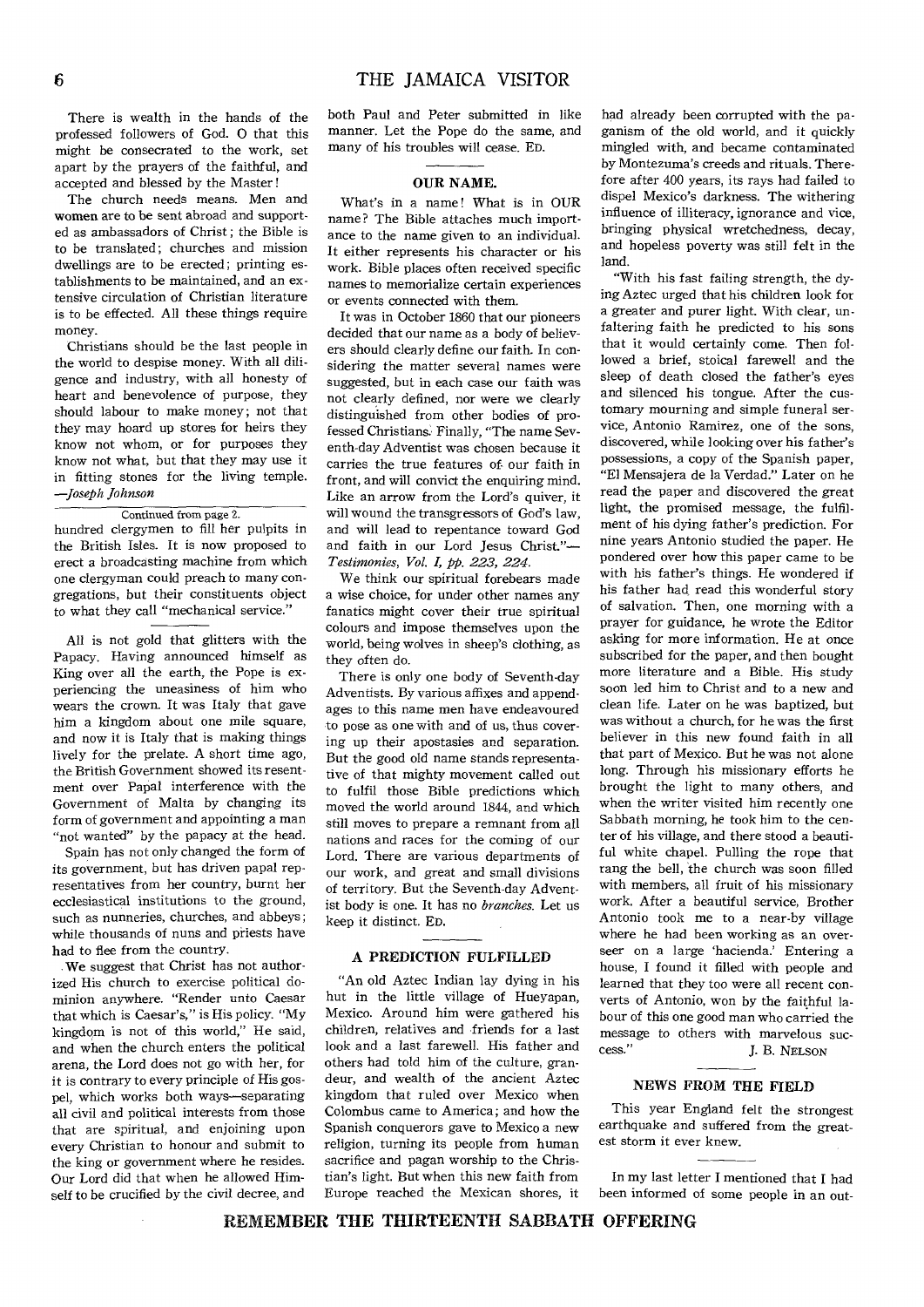There is wealth in the hands of the professed followers of God. O that this might be consecrated to the work, set apart by the prayers of the faithful, and accepted and blessed by the Master!

The church needs means. Men and women are to be sent abroad and supported as ambassadors of Christ; the Bible is to be translated; churches and mission dwellings are to be erected; printing establishments to be maintained, and an extensive circulation of Christian literature is to be effected. All these things require money.

Christians should be the last people in the world to despise money. With all diligence and industry, with all honesty of heart and benevolence of purpose, they should labour to make money; not that they may hoard up stores for heirs they know not whom, or for purposes they know not what, but that they may use it in fitting stones for the living temple. *—Joseph Johnson*

Continued from page 2.

hundred clergymen to fill her pulpits in the British Isles. It is now proposed to erect a broadcasting machine from which one clergyman could preach to many congregations, but their constituents object to what they call "mechanical service."

All is not gold that glitters with the Papacy. Having announced himself as King over all the earth, the Pope is experiencing the uneasiness of him who wears the crown. It was Italy that gave him a kingdom about one mile square, and now it is Italy that is making things lively for the prelate. A short time ago, the British Government showed its resentment over Papal interference with the Government of Malta by changing its form of government and appointing a man "not wanted" by the papacy at the head.

Spain has not only changed the form of its government, but has driven papal representatives from her country, burnt her ecclesiastical institutions to the ground, such as nunneries, churches, and abbeys; while thousands of nuns and priests have had to flee from the country.

We suggest that Christ has not authorized His church to exercise political dominion anywhere. "Render unto Caesar that which is Caesar's," is His policy. "My kingdom is not of this world," He said, and when the church enters the political arena, the Lord does not go with her, for it is contrary to every principle of His gospel, which works both ways—separating all civil and political interests from those that are spiritual, and enjoining upon every Christian to honour and submit to the king or government where he resides. Our Lord did that when he allowed Himself to be crucified by the civil decree, and both Paul and Peter submitted in like manner. Let the Pope do the same, and many of his troubles will cease. ED.

## OUR NAME.

What's in a name! What is in OUR name? The Bible attaches much importance to the name given to an individual. It either represents his character or his work. Bible places often received specific names to memorialize certain experiences or events connected with them.

It was in October 1860 that our pioneers decided that our name as a body of believers should clearly define our faith. In considering the matter several names were suggested, but in each case our faith was not clearly defined, nor were we clearly distinguished from other bodies of professed Christians. Finally, "The name Seventh-day Adventist was chosen because it carries the true features of our faith in front, and will convict the enquiring mind. Like an arrow from the Lord's quiver, it will wound the transgressors of God's law, and will lead to repentance toward God and faith in our Lord Jesus Christ."—*Testimonies, Vol. I, pp. 223, 224.*

We think our spiritual forebears made a wise choice, for under other names any fanatics might cover their true spiritual colours and impose themselves upon the world, being wolves in sheep's clothing, as they often do.

There is only one body of Seventh-day Adventists. By various affixes and appendages to this name men have endeavoured to pose as one with and of us, thus covering up their apostasies and separation. But the good old name stands representative of that mighty movement called out to fulfil those Bible predictions which moved the world around 1844, and which still moves to prepare a remnant from all nations and races for the coming of our Lord. There are various departments of our work, and great and small divisions of territory. But the Seventh-day Adventist body is one. It has no *branches*. Let us keep it distinct. ED.

## A PREDICTION FULFILLED

"An old Aztec Indian lay dying in his hut in the little village of Hueyapan, Mexico. Around him were gathered his children, relatives and friends for a last look and a last farewell. His father and others had told him of the culture, grandeur, and wealth of the ancient Aztec kingdom that ruled over Mexico when Colombus came to America; and how the Spanish conquerors gave to Mexico a new religion, turning its people from human sacrifice and pagan worship to the Christian's light. But when this new faith from Europe reached the Mexican shores, it had already been corrupted with the paganism of the old world, and it quickly mingled with, and became contaminated by Montezuma's creeds and rituals. Therefore after 400 years, its rays had failed to dispel Mexico's darkness. The withering influence of illiteracy, ignorance and vice, bringing physical wretchedness, decay, and hopeless poverty was still felt in the land.

"With his fast failing strength, the dying Aztec urged that his children look for a greater and purer light. With clear, unfaltering faith he predicted to his sons that it would certainly come. Then followed a brief, stoical farewell and the sleep of death closed the father's eyes and silenced his tongue. After the customary mourning and simple funeral service, Antonio Ramirez, one of the sons, discovered, while looking over his father's possessions, a copy of the Spanish paper, "El Mensajera de la Verdad." Later on he read the paper and discovered the great light, the promised message, the fulfilment of his dying father's prediction. For nine years Antonio studied the paper. He pondered over how this paper came to be with his father's things. He wondered if his father had read this wonderful story of salvation. Then, one morning with a prayer for guidance, he wrote the Editor asking for more information. He at once subscribed for the paper, and then bought more literature and a Bible. His study soon led him to Christ and to a new and clean life. Later on he was baptized, but was without a church, for he was the first believer in this new found faith in all that part of Mexico. But he was not alone long. Through his missionary efforts he brought the light to many others, and when the writer visited him recently one Sabbath morning, he took him to the center of his village, and there stood a beautiful white chapel. Pulling the rope that rang the bell, the church was soon filled with members, all fruit of his missionary work. After a beautiful service, Brother Antonio took me to a near-by village where he had been working as an overseer on a large 'hacienda.' Entering a house, I found it filled with people and learned that they too were all recent converts of Antonio, won by the faithful labour of this one good man who carried the message to others with marvelous success." J. B. NELSON

## NEWS FROM THE FIELD

This year England felt the strongest earthquake and suffered from the greatest storm it ever knew.

In my last letter I mentioned that I had been informed of some people in an out-

**REMEMBER THE THIRTEENTH SABBATH OFFERING**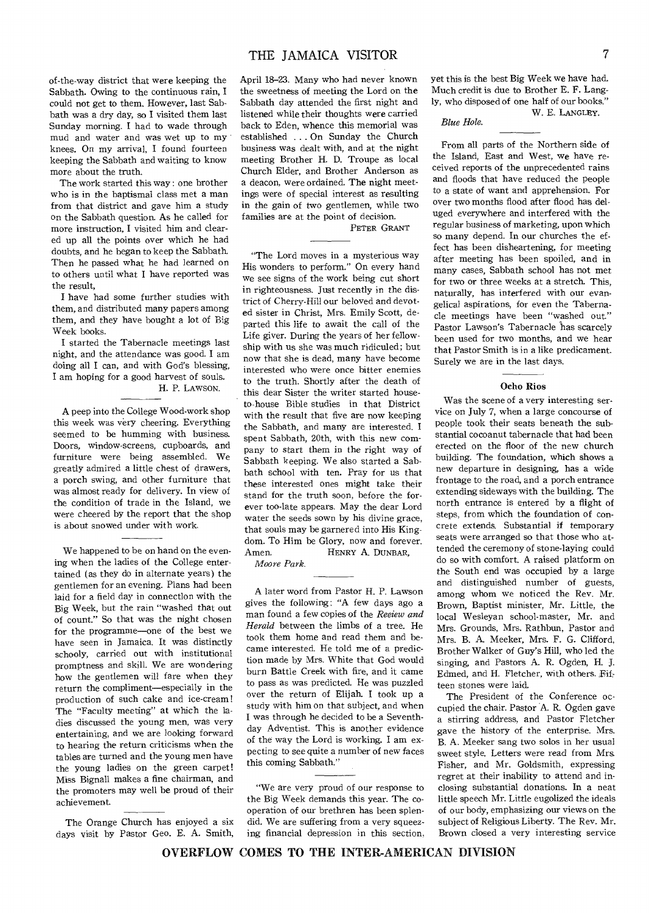of-the-way district that were keeping the Sabbath. Owing to the continuous rain, I could not get to them. However, last Sabbath was a dry day, so I visited them last Sunday morning. I had to wade through mud and water and was wet up to my knees. On my arrival, I found fourteen keeping the Sabbath and waiting to know more about the truth.

The work started this way: one brother who is in the baptismal class met a man from that district and gave him a study on the Sabbath question. As he called for more instruction, I visited him and cleared up all the points over which he had doubts, and he began to keep the Sabbath. Then he passed what he had learned on to others until what I have reported was the result,

I have had some further studies with them, and distributed many papers among them, and they have bought a lot of Big Week books.

I started the Tabernacle meetings last night, and the attendance was good. I am doing all I can, and with God's blessing, I am hoping for a good harvest of souls.

H. P. LAWSON.

---

A peep into the College Wood-work shop this week was very cheering. Everything seemed to be humming with business. Doors, window-screens, cupboards, and furniture were being assembled. We greatly admired a little chest of drawers, a porch swing, and other furniture that was almost ready for delivery. In view of the condition of trade in the Island, we were cheered by the report that the shop is about snowed under with work.

---

We happened to be on hand on the evening when the ladies of the College entertained (as they do in alternate years) the gentlemen for an evening. Plans had been laid for a field day in connection with the Big Week, but the rain "washed that out of count." So that was the night chosen for the programme—one of the best we have seen in Jamaica. It was distinctly schooly, carried out with institutional promptness and skill. We are wondering how the gentlemen will fare when they return the compliment—especially in the production of such cake and ice-cream! The "Faculty meeting" at which the ladies discussed the young men, was very entertaining, and we are looking forward to hearing the return criticisms when the tables are turned and the young men have the young ladies on the green carpet! Miss Bignall makes a fine chairman, and the promoters may well be proud of their achievement.

---

The Orange Church has enjoyed a six days visit by Pastor Geo. E. A. Smith, April 18–23. Many who had never known the sweetness of meeting the Lord on the Sabbath day attended the first night and listened while their thoughts were carried back to Eden, whence this memorial was established . . . On Sunday the Church business was dealt with, and at the night meeting Brother H. D. Troupe as local Church Elder, and Brother Anderson as a deacon, were ordained. The night meetings were of special interest as resulting in the gain of two gentlemen, while two families are at the point of decision.

PETER GRANT

---

"The Lord moves in a mysterious way His wonders to perform." On every hand we see signs of the work being cut short in righteousness. Just recently in the district of Cherry-Hill our beloved and devoted sister in Christ, Mrs. Emily Scott, departed this life to await the call of the Life giver. During the years of her fellowship with us she was much ridiculed; but now that she is dead, many have become interested who were once bitter enemies to the truth. Shortly after the death of this dear Sister the writer started house-to-house Bible studies in that District with the result that five are now keeping the Sabbath, and many are interested. I spent Sabbath, 20th, with this new company to start them in the right way of Sabbath keeping. We also started a Sabbath school with ten. Pray for us that these interested ones might take their stand for the truth soon, before the forever too-late appears. May the dear Lord water the seeds sown by his divine grace, that souls may be garnered into His Kingdom. To Him be Glory, now and forever. Amen.

HENRY A. DUNBAR,

*Moore Park.*

---

A later word from Pastor H. P. Lawson gives the following: "A few days ago a man found a few copies of the *Review and Herald* between the limbs of a tree. He took them home and read them and became interested. He told me of a prediction made by Mrs. White that God would burn Battle Creek with fire, and it came to pass as was predicted. He was puzzled over the return of Elijah. I took up a study with him on that subject, and when I was through he decided to be a Seventh-day Adventist. This is another evidence of the way the Lord is working. I am expecting to see quite a number of new faces this coming Sabbath."

---

"We are very proud of our response to the Big Week demands this year. The cooperation of our brethren has been splendid. We are suffering from a very squeezing financial depression in this section, yet this is the best Big Week we have had. Much credit is due to Brother E. F. Langly, who disposed of one half of our books."

W. E. LANGLEY.

*Blue Hole.*

---

From all parts of the Northern side of the Island, East and West, we have received reports of the unprecedented rains and floods that have reduced the people to a state of want and apprehension. For over two months flood after flood has deluged everywhere and interfered with the regular business of marketing, upon which so many depend. In our churches the effect has been disheartening, for meeting after meeting has been spoiled, and in many cases, Sabbath school has not met for two or three weeks at a stretch. This, naturally, has interfered with our evangelical aspirations, for even the Tabernacle meetings have been "washed out." Pastor Lawson's Tabernacle has scarcely been used for two months, and we hear that Pastor Smith is in a like predicament. Surely we are in the last days.

---

### Ocho Rios

Was the scene of a very interesting service on July 7, when a large concourse of people took their seats beneath the substantial cocoanut tabernacle that had been erected on the floor of the new church building. The foundation, which shows a new departure in designing, has a wide frontage to the road, and a porch entrance extending sideways with the building. The north entrance is entered by a flight of steps, from which the foundation of concrete extends. Substantial if temporary seats were arranged so that those who attended the ceremony of stone-laying could do so with comfort. A raised platform on the South end was occupied by a large and distinguished number of guests, among whom we noticed the Rev. Mr. Brown, Baptist minister, Mr. Little, the local Wesleyan school-master, Mr. and Mrs. Grounds, Mrs. Rathbun, Pastor and Mrs. B. A. Meeker, Mrs. F. G. Clifford, Brother Walker of Guy's Hill, who led the singing, and Pastors A. R. Ogden, H. J. Edmed, and H. Fletcher, with others. Fifteen stones were laid.

The President of the Conference occupied the chair. Pastor A. R. Ogden gave a stirring address, and Pastor Fletcher gave the history of the enterprise. Mrs. B. A. Meeker sang two solos in her usual sweet style. Letters were read from Mrs. Fisher, and Mr. Goldsmith, expressing regret at their inability to attend and inclosing substantial donations. In a neat little speech Mr. Little eugolized the ideals of our body, emphasizing our views on the subject of Religious Liberty. The Rev. Mr. Brown closed a very interesting service

**OVERFLOW COMES TO THE INTER-AMERICAN DIVISION**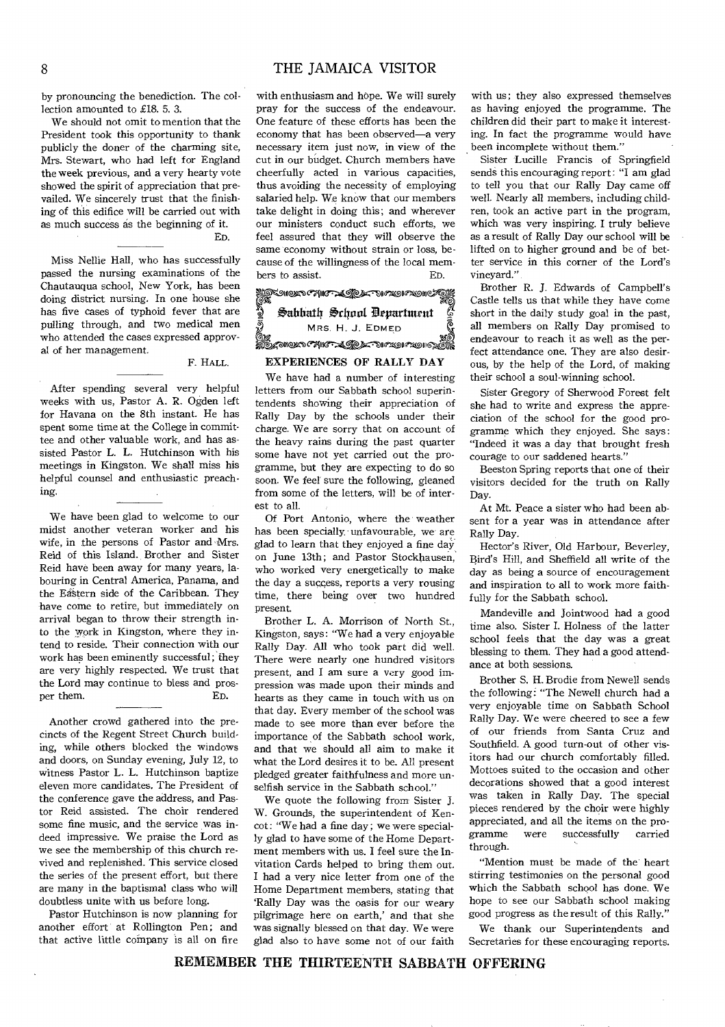by pronouncing the benediction. The collection amounted to £18. 5. 3.

We should not omit to mention that the President took this opportunity to thank publicly the doner of the charming site, Mrs. Stewart, who had left for England the week previous, and a very hearty vote showed the spirit of appreciation that prevailed. We sincerely trust that the finishing of this edifice will be carried out with as much success as the beginning of it.

ED.

Miss Nellie Hall, who has successfully passed the nursing examinations of the Chautauqua school, New York, has been doing district nursing. In one house she has five cases of typhoid fever that are pulling through, and two medical men who attended the cases expressed approval of her management.

F. HALL.

After spending several very helpful weeks with us, Pastor A. R. Ogden left for Havana on the 8th instant. He has spent some time at the College in committee and other valuable work, and has assisted Pastor L. L. Hutchinson with his meetings in Kingston. We shall miss his helpful counsel and enthusiastic preaching.

We have been glad to welcome to our midst another veteran worker and his wife, in the persons of Pastor and Mrs. Reid of this Island. Brother and Sister Reid have been away for many years, labouring in Central America, Panama, and the Eastern side of the Caribbean. They have come to retire, but immediately on arrival began to throw their strength into the work in Kingston, where they intend to reside. Their connection with our work has been eminently successful; they are very highly respected. We trust that the Lord may continue to bless and prosper them.

ED.

Another crowd gathered into the precincts of the Regent Street Church building, while others blocked the windows and doors, on Sunday evening, July 12, to witness Pastor L. L. Hutchinson baptize eleven more candidates. The President of the conference gave the address, and Pastor Reid assisted. The choir rendered some fine music, and the service was indeed impressive. We praise the Lord as we see the membership of this church revived and replenished. This service closed the series of the present effort, but there are many in the baptismal class who will doubtless unite with us before long.

Pastor Hutchinson is now planning for another effort at Rollington Pen; and that active little company is all on fire with enthusiasm and hope. We will surely pray for the success of the endeavour. One feature of these efforts has been the economy that has been observed—a very necessary item just now, in view of the cut in our budget. Church members have cheerfully acted in various capacities, thus avoiding the necessity of employing salaried help. We know that our members take delight in doing this; and wherever our ministers conduct such efforts, we feel assured that they will observe the same economy without strain or loss, because of the willingness of the local members to assist.

ED.

## Sabbath School Department

MRS. H. J. EDMED

### EXPERIENCES OF RALLY DAY

We have had a number of interesting letters from our Sabbath school superintendents showing their appreciation of Rally Day by the schools under their charge. We are sorry that on account of the heavy rains during the past quarter some have not yet carried out the programme, but they are expecting to do so soon. We feel sure the following, gleaned from some of the letters, will be of interest to all.

Of Port Antonio, where the weather has been specially unfavourable, we are glad to learn that they enjoyed a fine day on June 13th; and Pastor Stockhausen, who worked very energetically to make the day a success, reports a very rousing time, there being over two hundred present.

Brother L. A. Morrison of North St., Kingston, says: "We had a very enjoyable Rally Day. All who took part did well. There were nearly one hundred visitors present, and I am sure a very good impression was made upon their minds and hearts as they came in touch with us on that day. Every member of the school was made to see more than ever before the importance of the Sabbath school work, and that we should all aim to make it what the Lord desires it to be. All present pledged greater faithfulness and more unselfish service in the Sabbath school."

We quote the following from Sister J. W. Grounds, the superintendent of Kencot: "We had a fine day; we were specially glad to have some of the Home Department members with us. I feel sure the Invitation Cards helped to bring them out. I had a very nice letter from one of the Home Department members, stating that 'Rally Day was the oasis for our weary pilgrimage here on earth,' and that she was signally blessed on that day. We were glad also to have some not of our faith with us; they also expressed themselves as having enjoyed the programme. The children did their part to make it interesting. In fact the programme would have been incomplete without them."

Sister Lucille Francis of Springfield sends this encouraging report: "I am glad to tell you that our Rally Day came off well. Nearly all members, including children, took an active part in the program, which was very inspiring. I truly believe as a result of Rally Day our school will be lifted on to higher ground and be of better service in this corner of the Lord's vineyard."

Brother R. J. Edwards of Campbell's Castle tells us that while they have come short in the daily study goal in the past, all members on Rally Day promised to endeavour to reach it as well as the perfect attendance one. They are also desirous, by the help of the Lord, of making their school a soul-winning school.

Sister Gregory of Sherwood Forest felt she had to write and express the appreciation of the school for the good programme which they enjoyed. She says: "Indeed it was a day that brought fresh courage to our saddened hearts."

Beeston Spring reports that one of their visitors decided for the truth on Rally Day.

At Mt. Peace a sister who had been absent for a year was in attendance after Rally Day.

Hector's River, Old Harbour, Beverley, Bird's Hill, and Sheffield all write of the day as being a source of encouragement and inspiration to all to work more faithfully for the Sabbath school.

Mandeville and Jointwood had a good time also. Sister I. Holness of the latter school feels that the day was a great blessing to them. They had a good attendance at both sessions.

Brother S. H. Brodie from Newell sends the following: "The Newell church had a very enjoyable time on Sabbath School Rally Day. We were cheered to see a few of our friends from Santa Cruz and Southfield. A good turn-out of other visitors had our church comfortably filled. Mottoes suited to the occasion and other decorations showed that a good interest was taken in Rally Day. The special pieces rendered by the choir were highly appreciated, and all the items on the programme were successfully carried through.

"Mention must be made of the heart stirring testimonies on the personal good which the Sabbath school has done. We hope to see our Sabbath school making good progress as the result of this Rally."

We thank our Superintendents and Secretaries for these encouraging reports.

**REMEMBER THE THIRTEENTH SABBATH OFFERING**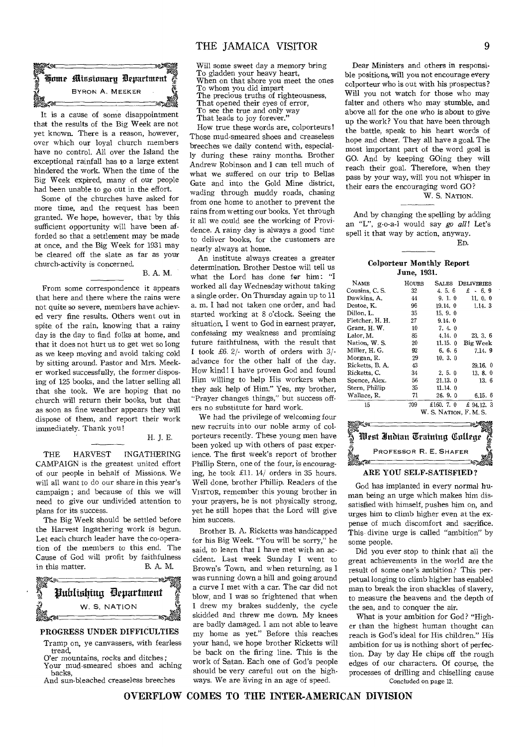## Home Missionary Department

BYRON A. MEEKER

It is a cause of some disappointment that the results of the Big Week are not yet known. There is a reason, however, over which our loyal church members have no control. All over the Island the exceptional rainfall has to a large extent hindered the work. When the time of the Big Week expired, many of our people had been unable to go out in the effort.

Some of the churches have asked for more time, and the request has been granted. We hope, however, that by this sufficient opportunity will have been afforded so that a settlement may be made at once, and the Big Week for 1931 may be cleared off the slate as far as your church-activity is concerned.

B. A. M.

From some correspondence it appears that here and there where the rains were not quite so severe, members have achieved very fine results. Others went out in spite of the rain, knowing that a rainy day is the day to find folks at home, and that it does not hurt us to get wet so long as we keep moving and avoid taking cold by sitting around. Pastor and Mrs. Meeker worked successfully, the former disposing of 125 books, and the latter selling all that she took. We are hoping that no church will return their books, but that as soon as fine weather appears they will dispose of them, and report their work immediately. Thank you!

H. J. E.

THE HARVEST INGATHERING CAMPAIGN is the greatest united effort of our people in behalf of Missions. We will all want to do our share in this year's campaign; and because of this we will need to give our undivided attention to plans for its success.

The Big Week should be settled before the Harvest Ingathering work is begun. Let each church leader have the co-operation of the members to this end. The Cause of God will profit by faithfulness in this matter.

B. A. M.

## Publishing Department

W. S. NATION

### PROGRESS UNDER DIFFICULTIES

Tramp on, ye canvassers, with fearless tread,
O'er mountains, rocks and ditches;
Your mud-smeared shoes and aching backs,
And sun-bleached creaseless breeches
Will some sweet day a memory bring
To gladden your heavy heart,
When on that shore you meet the ones
To whom you did impart
The precious truths of righteousness,
That opened their eyes of error,
To see the true and only way
That leads to joy forever."

How true these words are, colporteurs! Those mud-smeared shoes and creaseless breeches we daily contend with, especially during these rainy months. Brother Andrew Robinson and I can tell much of what we suffered on our trip to Bellas Gate and into the Gold Mine district, wading through muddy roads, chasing from one home to another to prevent the rains from wetting our books. Yet through it all we could see the working of Providence. A rainy day is always a good time to deliver books, for the customers are nearly always at home.

An institute always creates a greater determination. Brother Destoe will tell us what the Lord has done for him: "I worked all day Wednesday without taking a single order. On Thursday again up to 11 a. m. I had not taken one order, and had started working at 8 o'clock. Seeing the situation, I went to God in earnest prayer, confessing my weakness and promising future faithfulness, with the result that I took £6. 2/- worth of orders with 3/- advance for the other half of the day. How kind! I have proven God and found Him willing to help His workers when they ask help of Him." Yes, my brother, "Prayer changes things," but success offers no substitute for hard work.

We had the privilege of welcoming four new recruits into our noble army of colporteurs recently. These young men have been yoked up with others of past experience. The first week's report of brother Phillip Stern, one of the four, is encouraging, he took £11. 14/ orders in 35 hours. Well done, brother Phillip. Readers of the VISITOR, remember this young brother in your prayers, he is not physically strong, yet he still hopes that the Lord will give him success.

Brother B. A. Ricketts was handicapped for his Big Week. "You will be sorry," he said, to learn that I have met with an accident. Last week Sunday I went to Brown's Town, and when returning, as I was running down a hill and going around a curve I met with a car. The car did not blow, and I was so frightened that when I drew my brakes suddenly, the cycle skidded and threw me down. My knees are badly damaged. I am not able to leave my home as yet." Before this reaches your hand, we hope brother Ricketts will be back on the firing line. This is the work of Satan. Each one of God's people should be very careful out on the highways. We are living in an age of speed.

Dear Ministers and others in responsible positions, will you not encourage every colporteur who is out with his prospectus? Will you not watch for those who may falter and others who may stumble, and above all for the one who is about to give up the work? You that have been through the battle, speak to his heart words of hope and cheer. They all have a goal. The most important part of the word goal is GO. And by keeping GOing they will reach their goal. Therefore, when they pass by your way, will you not whisper in their ears the encouraging word GO?

W. S. NATION.

And by changing the spelling by adding an "L", g-o-a-l would say *go all!* Let's spell it that way by action, anyway.

ED.

### Colporteur Monthly Report
**June, 1931.**

| NAME | HOURS | SALES | DELIVERIES |
|---|---|---|---|
| Cousins, C. S. | 32 | 4. 5. 6 | £ - 6. 9 |
| Dawkins, A. | 44 | 9. 1. 0 | 11. 0. 0 |
| Destoe, K. | 96 | 19.14. 0 | 1.14. 3 |
| Dillon, L. | 35 | 15. 9. 0 | |
| Fletcher, H. H. | 27 | 9.14. 0 | |
| Grant, H. W. | 10 | 7. 4. 0 | |
| Lalor, M. | 85 | 4.14. 0 | 23. 3. 6 |
| Nation, W. S. | 20 | 11.15. 0 | Big Week |
| Miller, H. G. | 92 | 6. 6. 6 | 7.14. 9 |
| Morgan, R. | 29 | 10. 3. 0 | |
| Ricketts, B. A. | 43 | | 29.16. 0 |
| Ricketts, C. | 34 | 2. 5. 0 | 13. 8. 0 |
| Spence, Alex. | 56 | 21.13. 0 | 13. 6 |
| Stern, Phillip | 35 | 11.14. 0 | |
| Wallace, R. | 71 | 26. 9. 0 | 6.15. 6 |
| 15 | 709 | £160. 7. 0 | £ 94.12. 3 |

W. S. NATION, F. M. S.

## West Indian Training College

PROFESSOR R. E. SHAFER

### ARE YOU SELF-SATISFIED?

God has implanted in every normal human being an urge which makes him dissatisfied with himself, pushes him on, and urges him to climb higher even at the expense of much discomfort and sacrifice. This divine urge is called "ambition" by some people.

Did you ever stop to think that all the great achievements in the world are the result of some one's ambition? This perpetual longing to climb higher has enabled man to break the iron shackles of slavery, to measure the heavens and the depth of the sea, and to conquer the air.

What is your ambition for God? "Higher than the highest human thought can reach is God's ideal for His children." His ambition for us is nothing short of perfection. Day by day He chips off the rough edges of our characters. Of course, the processes of drilling and chiselling cause

Concluded on page 12.

**OVERFLOW COMES TO THE INTER-AMERICAN DIVISION**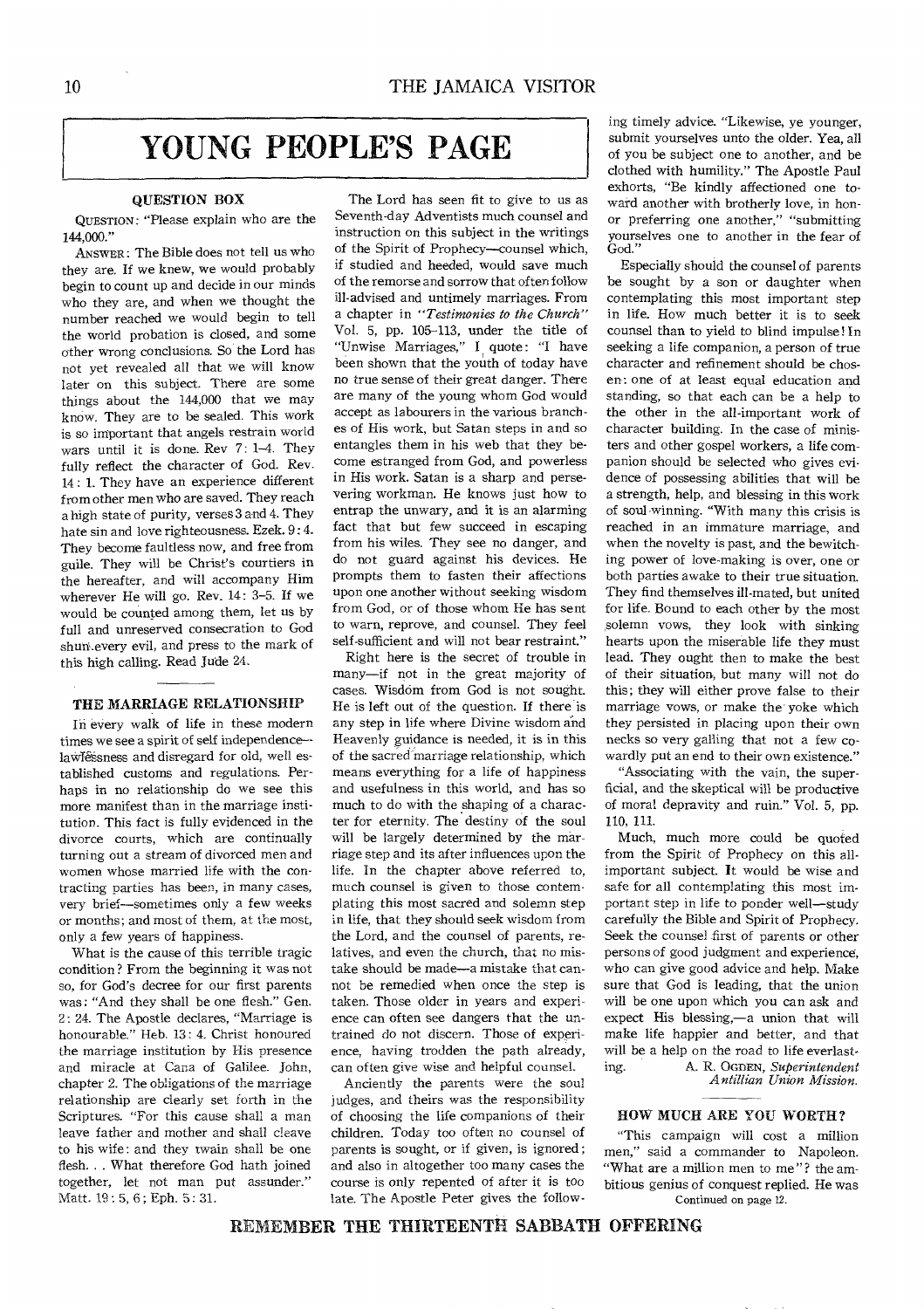# YOUNG PEOPLE'S PAGE

### QUESTION BOX

QUESTION: "Please explain who are the 144,000."

ANSWER: The Bible does not tell us who they are. If we knew, we would probably begin to count up and decide in our minds who they are, and when we thought the number reached we would begin to tell the world probation is closed, and some other wrong conclusions. So the Lord has not yet revealed all that we will know later on this subject. There are some things about the 144,000 that we may know. They are to be sealed. This work is so important that angels restrain world wars until it is done. Rev 7: 1–4. They fully reflect the character of God. Rev. 14: 1. They have an experience different from other men who are saved. They reach a high state of purity, verses 3 and 4. They hate sin and love righteousness. Ezek. 9: 4. They become faultless now, and free from guile. They will be Christ's courtiers in the hereafter, and will accompany Him wherever He will go. Rev. 14: 3–5. If we would be counted among them, let us by full and unreserved consecration to God shun every evil, and press to the mark of this high calling. Read Jude 24.

### THE MARRIAGE RELATIONSHIP

In every walk of life in these modern times we see a spirit of self independence—lawlessness and disregard for old, well established customs and regulations. Perhaps in no relationship do we see this more manifest than in the marriage institution. This fact is fully evidenced in the divorce courts, which are continually turning out a stream of divorced men and women whose married life with the contracting parties has been, in many cases, very brief—sometimes only a few weeks or months; and most of them, at the most, only a few years of happiness.

What is the cause of this terrible tragic condition? From the beginning it was not so, for God's decree for our first parents was: "And they shall be one flesh." Gen. 2: 24. The Apostle declares, "Marriage is honourable." Heb. 13: 4. Christ honoured the marriage institution by His presence and miracle at Cana of Galilee. John, chapter 2. The obligations of the marriage relationship are clearly set forth in the Scriptures. "For this cause shall a man leave father and mother and shall cleave to his wife: and they twain shall be one flesh. . . What therefore God hath joined together, let not man put assunder." Matt. 19: 5, 6; Eph. 5: 31.

The Lord has seen fit to give to us as Seventh-day Adventists much counsel and instruction on this subject in the writings of the Spirit of Prophecy—counsel which, if studied and heeded, would save much of the remorse and sorrow that often follow ill-advised and untimely marriages. From a chapter in *"Testimonies to the Church"* Vol. 5, pp. 105–113, under the title of "Unwise Marriages," I quote: "I have been shown that the youth of today have no true sense of their great danger. There are many of the young whom God would accept as labourers in the various branches of His work, but Satan steps in and so entangles them in his web that they become estranged from God, and powerless in His work. Satan is a sharp and persevering workman. He knows just how to entrap the unwary, and it is an alarming fact that but few succeed in escaping from his wiles. They see no danger, and do not guard against his devices. He prompts them to fasten their affections upon one another without seeking wisdom from God, or of those whom He has sent to warn, reprove, and counsel. They feel self-sufficient and will not bear restraint."

Right here is the secret of trouble in many—if not in the great majority of cases. Wisdom from God is not sought. He is left out of the question. If there is any step in life where Divine wisdom and Heavenly guidance is needed, it is in this of the sacred marriage relationship, which means everything for a life of happiness and usefulness in this world, and has so much to do with the shaping of a character for eternity. The destiny of the soul will be largely determined by the marriage step and its after influences upon the life. In the chapter above referred to, much counsel is given to those contemplating this most sacred and solemn step in life, that they should seek wisdom from the Lord, and the counsel of parents, relatives, and even the church, that no mistake should be made—a mistake that cannot be remedied when once the step is taken. Those older in years and experience can often see dangers that the untrained do not discern. Those of experience, having trodden the path already, can often give wise and helpful counsel.

Anciently the parents were the soul judges, and theirs was the responsibility of choosing the life companions of their children. Today too often no counsel of parents is sought, or if given, is ignored; and also in altogether too many cases the course is only repented of after it is too late. The Apostle Peter gives the following timely advice. "Likewise, ye younger, submit yourselves unto the older. Yea, all of you be subject one to another, and be clothed with humility." The Apostle Paul exhorts, "Be kindly affectioned one toward another with brotherly love, in honor preferring one another," "submitting yourselves one to another in the fear of God."

Especially should the counsel of parents be sought by a son or daughter when contemplating this most important step in life. How much better it is to seek counsel than to yield to blind impulse! In seeking a life companion, a person of true character and refinement should be chosen: one of at least equal education and standing, so that each can be a help to the other in the all-important work of character building. In the case of ministers and other gospel workers, a life companion should be selected who gives evidence of possessing abilities that will be a strength, help, and blessing in this work of soul-winning. "With many this crisis is reached in an immature marriage, and when the novelty is past, and the bewitching power of love-making is over, one or both parties awake to their true situation. They find themselves ill-mated, but united for life. Bound to each other by the most solemn vows, they look with sinking hearts upon the miserable life they must lead. They ought then to make the best of their situation, but many will not do this; they will either prove false to their marriage vows, or make the yoke which they persisted in placing upon their own necks so very galling that not a few cowardly put an end to their own existence."

"Associating with the vain, the superficial, and the skeptical will be productive of moral depravity and ruin." Vol. 5, pp. 110, 111.

Much, much more could be quoted from the Spirit of Prophecy on this all-important subject. It would be wise and safe for all contemplating this most important step in life to ponder well—study carefully the Bible and Spirit of Prophecy. Seek the counsel first of parents or other persons of good judgment and experience, who can give good advice and help. Make sure that God is leading, that the union will be one upon which you can ask and expect His blessing,—a union that will make life happier and better, and that will be a help on the road to life everlasting.

A. R. OGDEN, *Superintendent Antillian Union Mission.*

### HOW MUCH ARE YOU WORTH?

"This campaign will cost a million men," said a commander to Napoleon. "What are a million men to me"? the ambitious genius of conquest replied. He was

Continued on page 12.

**REMEMBER THE THIRTEENTH SABBATH OFFERING**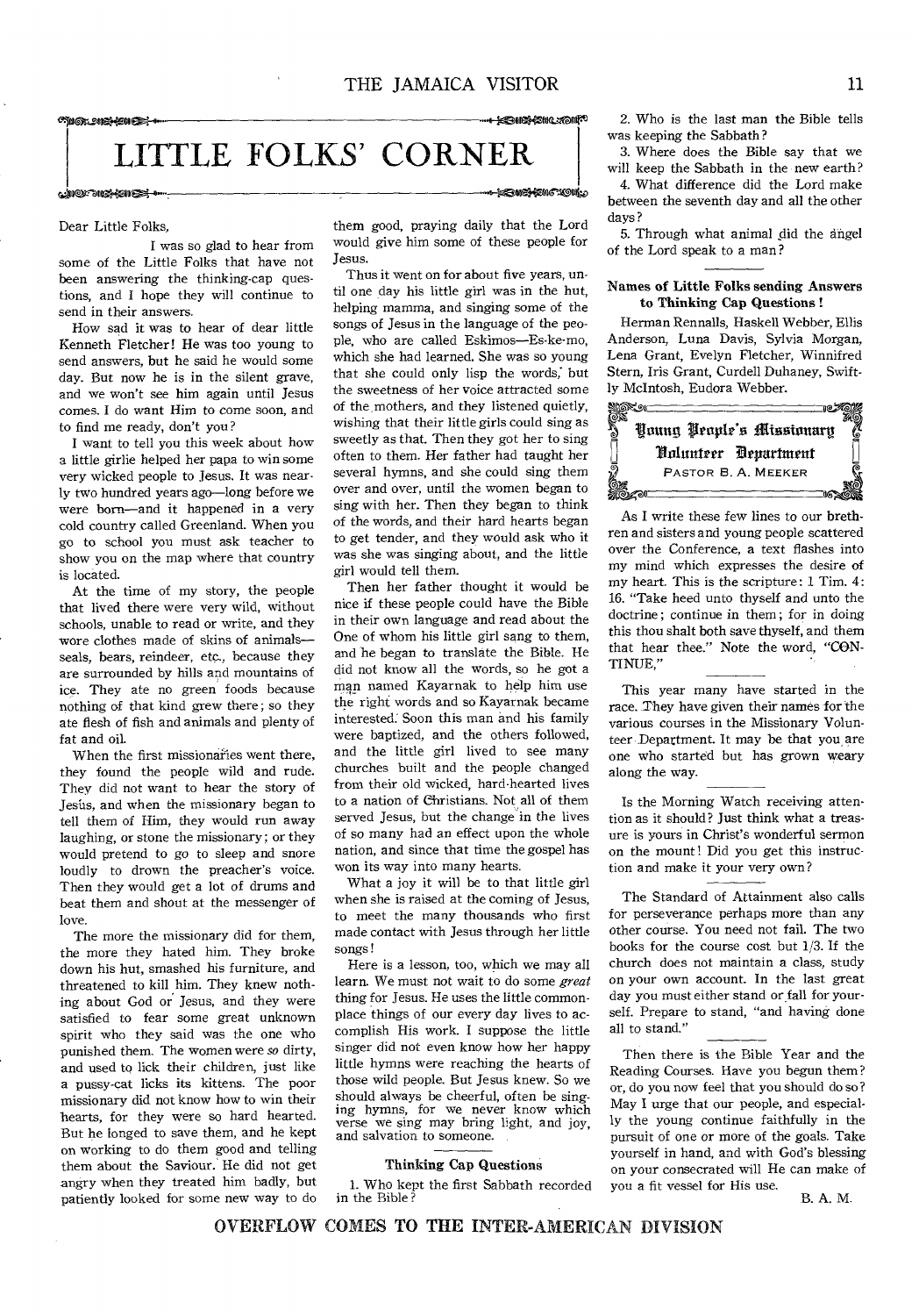# LITTLE FOLKS' CORNER

Dear Little Folks,

I was so glad to hear from some of the Little Folks that have not been answering the thinking-cap questions, and I hope they will continue to send in their answers.

How sad it was to hear of dear little Kenneth Fletcher! He was too young to send answers, but he said he would some day. But now he is in the silent grave, and we won't see him again until Jesus comes. I do want Him to come soon, and to find me ready, don't you?

I want to tell you this week about how a little girlie helped her papa to win some very wicked people to Jesus. It was nearly two hundred years ago—long before we were born—and it happened in a very cold country called Greenland. When you go to school you must ask teacher to show you on the map where that country is located.

At the time of my story, the people that lived there were very wild, without schools, unable to read or write, and they wore clothes made of skins of animals—seals, bears, reindeer, etc., because they are surrounded by hills and mountains of ice. They ate no green foods because nothing of that kind grew there; so they ate flesh of fish and animals and plenty of fat and oil.

When the first missionaries went there, they found the people wild and rude. They did not want to hear the story of Jesus, and when the missionary began to tell them of Him, they would run away laughing, or stone the missionary; or they would pretend to go to sleep and snore loudly to drown the preacher's voice. Then they would get a lot of drums and beat them and shout at the messenger of love.

The more the missionary did for them, the more they hated him. They broke down his hut, smashed his furniture, and threatened to kill him. They knew nothing about God or Jesus, and they were satisfied to fear some great unknown spirit who they said was the one who punished them. The women were *so* dirty, and used to lick their children, just like a pussy-cat licks its kittens. The poor missionary did not know how to win their hearts, for they were so hard hearted. But he longed to save them, and he kept on working to do them good and telling them about the Saviour. He did not get angry when they treated him badly, but patiently looked for some new way to do them good, praying daily that the Lord would give him some of these people for Jesus.

Thus it went on for about five years, until one day his little girl was in the hut, helping mamma, and singing some of the songs of Jesus in the language of the people, who are called Eskimos—Es-ke-mo, which she had learned. She was so young that she could only lisp the words, but the sweetness of her voice attracted some of the mothers, and they listened quietly, wishing that their little girls could sing as sweetly as that. Then they got her to sing often to them. Her father had taught her several hymns, and she could sing them over and over, until the women began to sing with her. Then they began to think of the words, and their hard hearts began to get tender, and they would ask who it was she was singing about, and the little girl would tell them.

Then her father thought it would be nice if these people could have the Bible in their own language and read about the One of whom his little girl sang to them, and he began to translate the Bible. He did not know all the words, so he got a man named Kayarnak to help him use the right words and so Kayarnak became interested. Soon this man and his family were baptized, and the others followed, and the little girl lived to see many churches built and the people changed from their old wicked, hard-hearted lives to a nation of Christians. Not all of them served Jesus, but the change in the lives of so many had an effect upon the whole nation, and since that time the gospel has won its way into many hearts.

What a joy it will be to that little girl when she is raised at the coming of Jesus, to meet the many thousands who first made contact with Jesus through her little songs!

Here is a lesson, too, which we may all learn. We must not wait to do some *great* thing for Jesus. He uses the little commonplace things of our every day lives to accomplish His work. I suppose the little singer did not even know how her happy little hymns were reaching the hearts of those wild people. But Jesus knew. So we should always be cheerful, often be singing hymns, for we never know which verse we sing may bring light, and joy, and salvation to someone.

### Thinking Cap Questions

1. Who kept the first Sabbath recorded in the Bible?
2. Who is the last man the Bible tells was keeping the Sabbath?
3. Where does the Bible say that we will keep the Sabbath in the new earth?
4. What difference did the Lord make between the seventh day and all the other days?
5. Through what animal did the angel of the Lord speak to a man?

### Names of Little Folks sending Answers to Thinking Cap Questions!

Herman Rennalls, Haskell Webber, Ellis Anderson, Luna Davis, Sylvia Morgan, Lena Grant, Evelyn Fletcher, Winnifred Stern, Iris Grant, Curdell Duhaney, Swiftly McIntosh, Eudora Webber.

## Young People's Missionary Volunteer Department

PASTOR B. A. MEEKER

As I write these few lines to our brethren and sisters and young people scattered over the Conference, a text flashes into my mind which expresses the desire of my heart. This is the scripture: 1 Tim. 4: 16. "Take heed unto thyself and unto the doctrine; continue in them; for in doing this thou shalt both save thyself, and them that hear thee." Note the word, "CONTINUE,"

This year many have started in the race. They have given their names for the various courses in the Missionary Volunteer Department. It may be that you are one who started but has grown weary along the way.

Is the Morning Watch receiving attention as it should? Just think what a treasure is yours in Christ's wonderful sermon on the mount! Did you get this instruction and make it your very own?

The Standard of Attainment also calls for perseverance perhaps more than any other course. You need not fail. The two books for the course cost but 1/3. If the church does not maintain a class, study on your own account. In the last great day you must either stand or fall for yourself. Prepare to stand, "and having done all to stand."

Then there is the Bible Year and the Reading Courses. Have you begun them? or, do you now feel that you should do so? May I urge that our people, and especially the young continue faithfully in the pursuit of one or more of the goals. Take yourself in hand, and with God's blessing on your consecrated will He can make of you a fit vessel for His use.

B. A. M.

OVERFLOW COMES TO THE INTER-AMERICAN DIVISION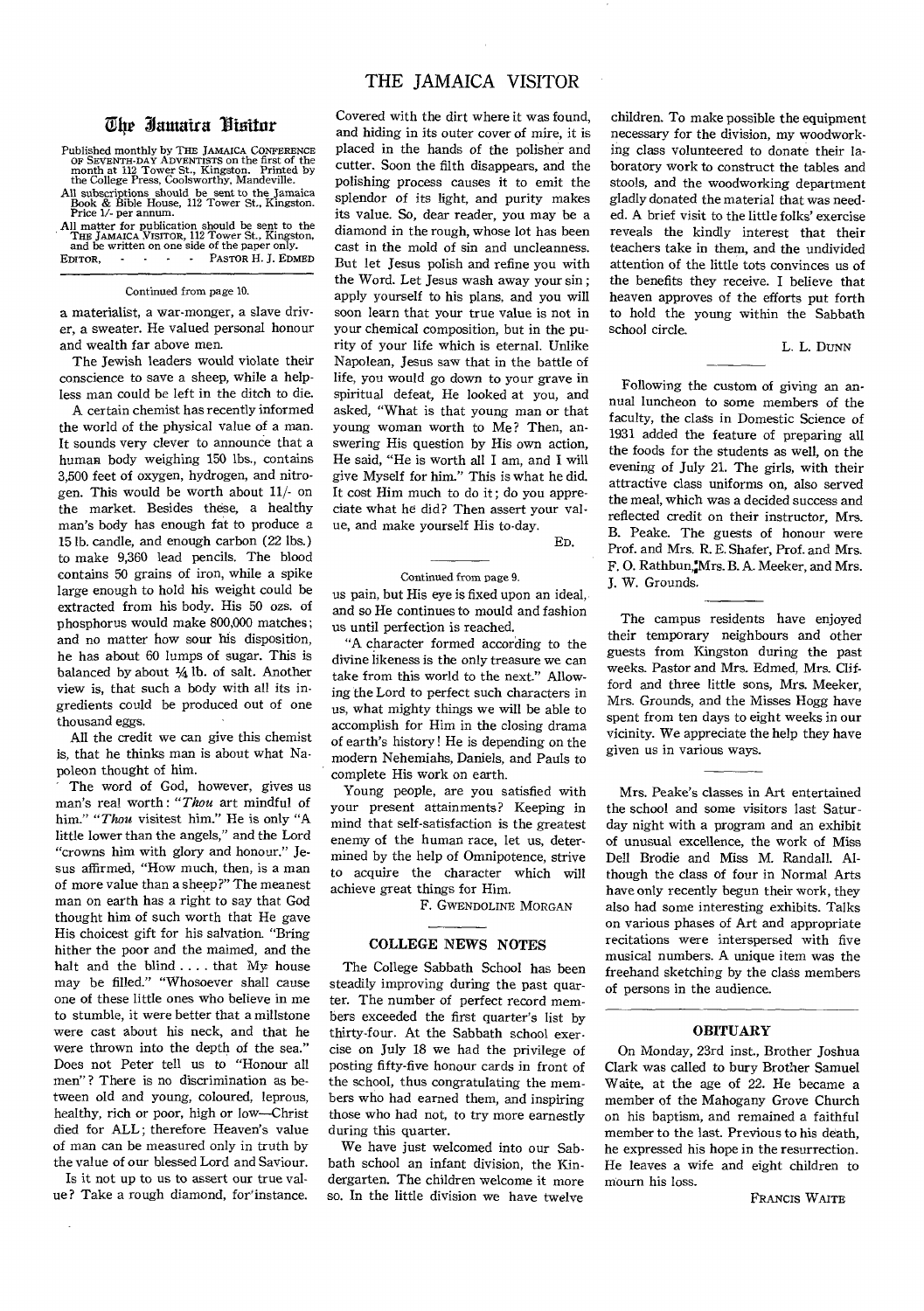## The Jamaica Visitor

Published monthly by THE JAMAICA CONFERENCE OF SEVENTH-DAY ADVENTISTS on the first of the month at 112 Tower St., Kingston. Printed by the College Press, Coolsworthy, Mandeville.

All subscriptions should be sent to the Jamaica Book & Bible House, 112 Tower St., Kingston. Price 1/- per annum.

All matter for publication should be sent to the THE JAMAICA VISITOR, 112 Tower St., Kingston, and be written on one side of the paper only.

EDITOR, - - - - PASTOR H. J. EDMED

---

Continued from page 10.

a materialist, a war-monger, a slave driver, a sweater. He valued personal honour and wealth far above men.

The Jewish leaders would violate their conscience to save a sheep, while a helpless man could be left in the ditch to die.

A certain chemist has recently informed the world of the physical value of a man. It sounds very clever to announce that a human body weighing 150 lbs., contains 3,500 feet of oxygen, hydrogen, and nitrogen. This would be worth about 11/- on the market. Besides these, a healthy man's body has enough fat to produce a 15 lb. candle, and enough carbon (22 lbs.) to make 9,360 lead pencils. The blood contains 50 grains of iron, while a spike large enough to hold his weight could be extracted from his body. His 50 ozs. of phosphorus would make 800,000 matches; and no matter how sour his disposition, he has about 60 lumps of sugar. This is balanced by about ¼ lb. of salt. Another view is, that such a body with all its ingredients could be produced out of one thousand eggs.

All the credit we can give this chemist is, that he thinks man is about what Napoleon thought of him.

The word of God, however, gives us man's real worth: "*Thou* art mindful of him." "*Thou* visitest him." He is only "A little lower than the angels," and the Lord "crowns him with glory and honour." Jesus affirmed, "How much, then, is a man of more value than a sheep?" The meanest man on earth has a right to say that God thought him of such worth that He gave His choicest gift for his salvation. "Bring hither the poor and the maimed, and the halt and the blind . . . . that My house may be filled." "Whosoever shall cause one of these little ones who believe in me to stumble, it were better that a millstone were cast about his neck, and that he were thrown into the depth of the sea." Does not Peter tell us to "Honour all men"? There is no discrimination as between old and young, coloured, leprous, healthy, rich or poor, high or low—Christ died for ALL; therefore Heaven's value of man can be measured only in truth by the value of our blessed Lord and Saviour.

Is it not up to us to assert our true value? Take a rough diamond, for instance. Covered with the dirt where it was found, and hiding in its outer cover of mire, it is placed in the hands of the polisher and cutter. Soon the filth disappears, and the polishing process causes it to emit the splendor of its light, and purity makes its value. So, dear reader, you may be a diamond in the rough, whose lot has been cast in the mold of sin and uncleanness. But let Jesus polish and refine you with the Word. Let Jesus wash away your sin; apply yourself to his plans, and you will soon learn that your true value is not in your chemical composition, but in the purity of your life which is eternal. Unlike Napolean, Jesus saw that in the battle of life, you would go down to your grave in spiritual defeat, He looked at you, and asked, "What is that young man or that young woman worth to Me? Then, answering His question by His own action, He said, "He is worth all I am, and I will give Myself for him." This is what he did. It cost Him much to do it; do you appreciate what he did? Then assert your value, and make yourself His to-day.

ED.

---

Continued from page 9.

us pain, but His eye is fixed upon an ideal, and so He continues to mould and fashion us until perfection is reached.

"A character formed according to the divine likeness is the only treasure we can take from this world to the next." Allowing the Lord to perfect such characters in us, what mighty things we will be able to accomplish for Him in the closing drama of earth's history! He is depending on the modern Nehemiahs, Daniels, and Pauls to complete His work on earth.

Young people, are you satisfied with your present attainments? Keeping in mind that self-satisfaction is the greatest enemy of the human race, let us, determined by the help of Omnipotence, strive to acquire the character which will achieve great things for Him.

F. GWENDOLINE MORGAN

### COLLEGE NEWS NOTES

The College Sabbath School has been steadily improving during the past quarter. The number of perfect record members exceeded the first quarter's list by thirty-four. At the Sabbath school exercise on July 18 we had the privilege of posting fifty-five honour cards in front of the school, thus congratulating the members who had earned them, and inspiring those who had not, to try more earnestly during this quarter.

We have just welcomed into our Sabbath school an infant division, the Kindergarten. The children welcome it more so. In the little division we have twelve children. To make possible the equipment necessary for the division, my woodworking class volunteered to donate their laboratory work to construct the tables and stools, and the woodworking department gladly donated the material that was needed. A brief visit to the little folks' exercise reveals the kindly interest that their teachers take in them, and the undivided attention of the little tots convinces us of the benefits they receive. I believe that heaven approves of the efforts put forth to hold the young within the Sabbath school circle.

L. L. DUNN

---

Following the custom of giving an annual luncheon to some members of the faculty, the class in Domestic Science of 1931 added the feature of preparing all the foods for the students as well, on the evening of July 21. The girls, with their attractive class uniforms on, also served the meal, which was a decided success and reflected credit on their instructor, Mrs. B. Peake. The guests of honour were Prof. and Mrs. R. E. Shafer, Prof. and Mrs. F. O. Rathbun, Mrs. B. A. Meeker, and Mrs. J. W. Grounds.

---

The campus residents have enjoyed their temporary neighbours and other guests from Kingston during the past weeks. Pastor and Mrs. Edmed, Mrs. Clifford and three little sons, Mrs. Meeker, Mrs. Grounds, and the Misses Hogg have spent from ten days to eight weeks in our vicinity. We appreciate the help they have given us in various ways.

---

Mrs. Peake's classes in Art entertained the school and some visitors last Saturday night with a program and an exhibit of unusual excellence, the work of Miss Dell Brodie and Miss M. Randall. Although the class of four in Normal Arts have only recently begun their work, they also had some interesting exhibits. Talks on various phases of Art and appropriate recitations were interspersed with five musical numbers. A unique item was the freehand sketching by the class members of persons in the audience.

### OBITUARY

On Monday, 23rd inst., Brother Joshua Clark was called to bury Brother Samuel Waite, at the age of 22. He became a member of the Mahogany Grove Church on his baptism, and remained a faithful member to the last. Previous to his death, he expressed his hope in the resurrection. He leaves a wife and eight children to mourn his loss.

FRANCIS WAITE